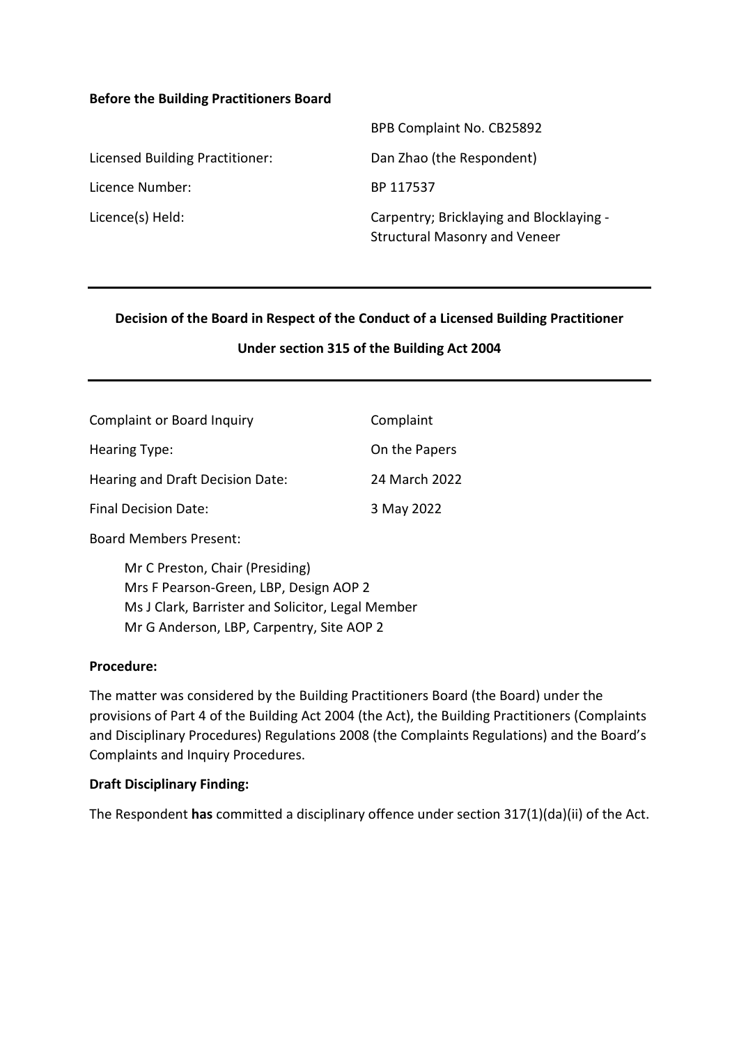**Before the Building Practitioners Board**

| | |
|---|---|
| | BPB Complaint No. CB25892 |
| Licensed Building Practitioner: | Dan Zhao (the Respondent) |
| Licence Number: | BP 117537 |
| Licence(s) Held: | Carpentry; Bricklaying and Blocklaying - Structural Masonry and Veneer |

---

**Decision of the Board in Respect of the Conduct of a Licensed Building Practitioner**

**Under section 315 of the Building Act 2004**

---

| | |
|---|---|
| Complaint or Board Inquiry | Complaint |
| Hearing Type: | On the Papers |
| Hearing and Draft Decision Date: | 24 March 2022 |
| Final Decision Date: | 3 May 2022 |

Board Members Present:

Mr C Preston, Chair (Presiding)
Mrs F Pearson-Green, LBP, Design AOP 2
Ms J Clark, Barrister and Solicitor, Legal Member
Mr G Anderson, LBP, Carpentry, Site AOP 2

**Procedure:**

The matter was considered by the Building Practitioners Board (the Board) under the provisions of Part 4 of the Building Act 2004 (the Act), the Building Practitioners (Complaints and Disciplinary Procedures) Regulations 2008 (the Complaints Regulations) and the Board's Complaints and Inquiry Procedures.

**Draft Disciplinary Finding:**

The Respondent **has** committed a disciplinary offence under section 317(1)(da)(ii) of the Act.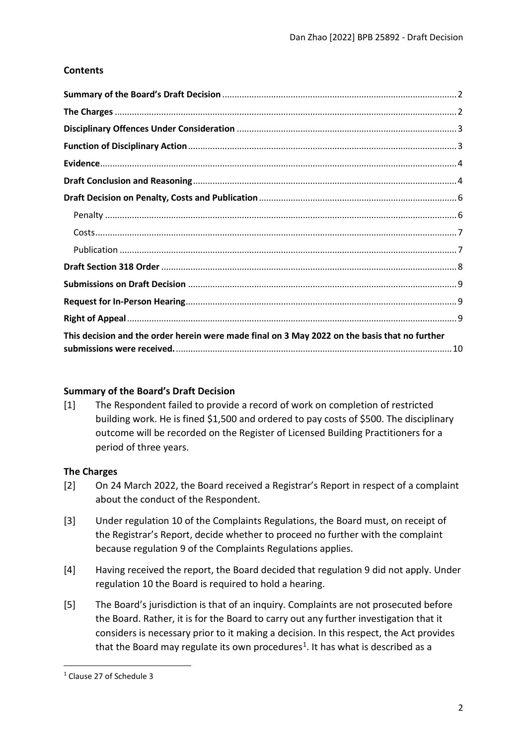## Contents

**Summary of the Board's Draft Decision** .......... 2
**The Charges** .......... 2
**Disciplinary Offences Under Consideration** .......... 3
**Function of Disciplinary Action** .......... 3
**Evidence** .......... 4
**Draft Conclusion and Reasoning** .......... 4
**Draft Decision on Penalty, Costs and Publication** .......... 6
Penalty .......... 6
Costs .......... 7
Publication .......... 7
**Draft Section 318 Order** .......... 8
**Submissions on Draft Decision** .......... 9
**Request for In-Person Hearing** .......... 9
**Right of Appeal** .......... 9
**This decision and the order herein were made final on 3 May 2022 on the basis that no further submissions were received.** .......... 10

## Summary of the Board's Draft Decision

[1] The Respondent failed to provide a record of work on completion of restricted building work. He is fined $1,500 and ordered to pay costs of $500. The disciplinary outcome will be recorded on the Register of Licensed Building Practitioners for a period of three years.

## The Charges

[2] On 24 March 2022, the Board received a Registrar's Report in respect of a complaint about the conduct of the Respondent.

[3] Under regulation 10 of the Complaints Regulations, the Board must, on receipt of the Registrar's Report, decide whether to proceed no further with the complaint because regulation 9 of the Complaints Regulations applies.

[4] Having received the report, the Board decided that regulation 9 did not apply. Under regulation 10 the Board is required to hold a hearing.

[5] The Board's jurisdiction is that of an inquiry. Complaints are not prosecuted before the Board. Rather, it is for the Board to carry out any further investigation that it considers is necessary prior to it making a decision. In this respect, the Act provides that the Board may regulate its own procedures[1]. It has what is described as a

[1] Clause 27 of Schedule 3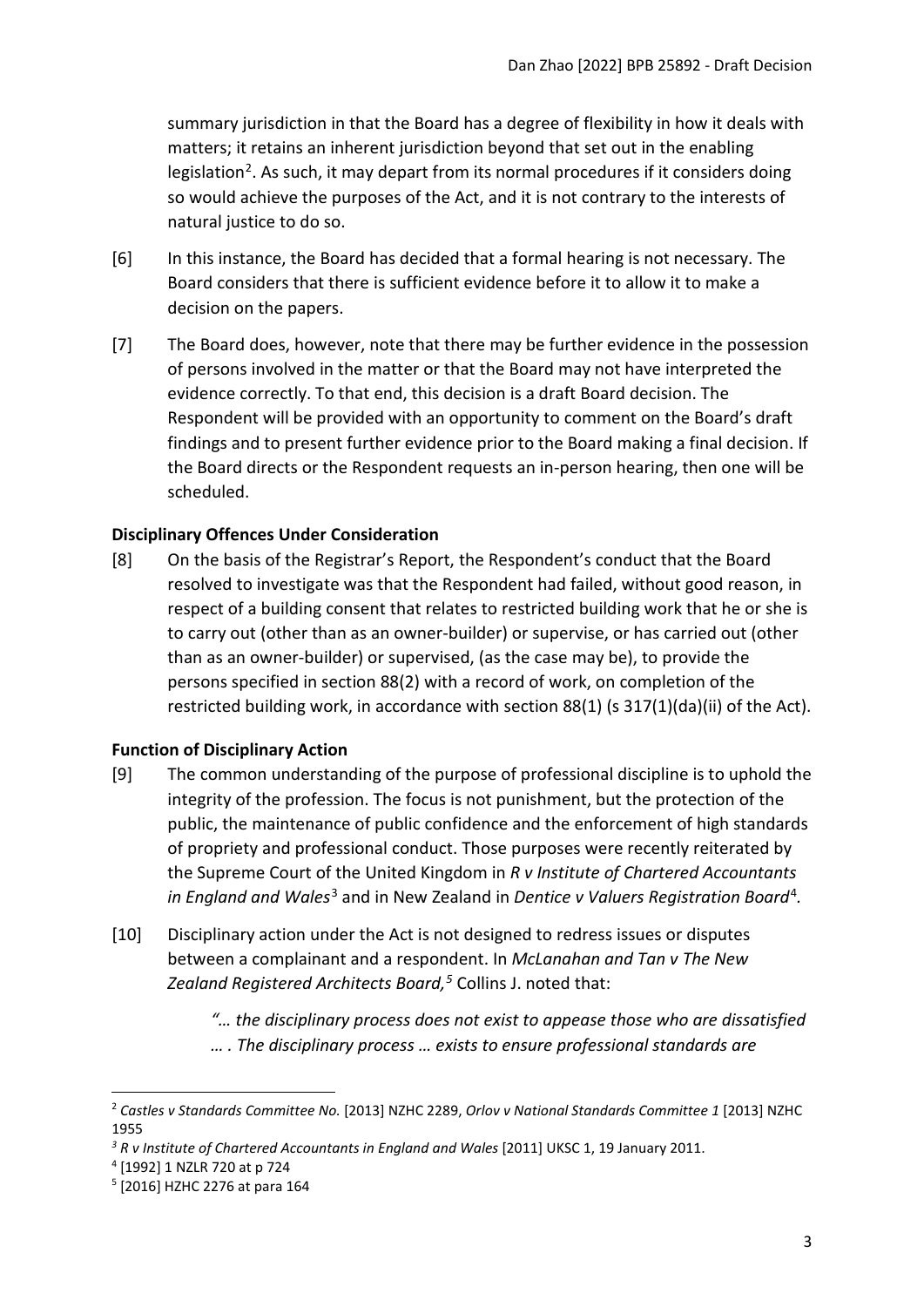summary jurisdiction in that the Board has a degree of flexibility in how it deals with matters; it retains an inherent jurisdiction beyond that set out in the enabling legislation[2]. As such, it may depart from its normal procedures if it considers doing so would achieve the purposes of the Act, and it is not contrary to the interests of natural justice to do so.

[6] In this instance, the Board has decided that a formal hearing is not necessary. The Board considers that there is sufficient evidence before it to allow it to make a decision on the papers.

[7] The Board does, however, note that there may be further evidence in the possession of persons involved in the matter or that the Board may not have interpreted the evidence correctly. To that end, this decision is a draft Board decision. The Respondent will be provided with an opportunity to comment on the Board's draft findings and to present further evidence prior to the Board making a final decision. If the Board directs or the Respondent requests an in-person hearing, then one will be scheduled.

### Disciplinary Offences Under Consideration

[8] On the basis of the Registrar's Report, the Respondent's conduct that the Board resolved to investigate was that the Respondent had failed, without good reason, in respect of a building consent that relates to restricted building work that he or she is to carry out (other than as an owner-builder) or supervise, or has carried out (other than as an owner-builder) or supervised, (as the case may be), to provide the persons specified in section 88(2) with a record of work, on completion of the restricted building work, in accordance with section 88(1) (s 317(1)(da)(ii) of the Act).

### Function of Disciplinary Action

[9] The common understanding of the purpose of professional discipline is to uphold the integrity of the profession. The focus is not punishment, but the protection of the public, the maintenance of public confidence and the enforcement of high standards of propriety and professional conduct. Those purposes were recently reiterated by the Supreme Court of the United Kingdom in *R v Institute of Chartered Accountants in England and Wales*[3] and in New Zealand in *Dentice v Valuers Registration Board*[4].

[10] Disciplinary action under the Act is not designed to redress issues or disputes between a complainant and a respondent. In *McLanahan and Tan v The New Zealand Registered Architects Board,*[5] Collins J. noted that:

> *"… the disciplinary process does not exist to appease those who are dissatisfied … . The disciplinary process … exists to ensure professional standards are*

---

[2] *Castles v Standards Committee No.* [2013] NZHC 2289, *Orlov v National Standards Committee 1* [2013] NZHC 1955

[3] *R v Institute of Chartered Accountants in England and Wales* [2011] UKSC 1, 19 January 2011.

[4] [1992] 1 NZLR 720 at p 724

[5] [2016] HZHC 2276 at para 164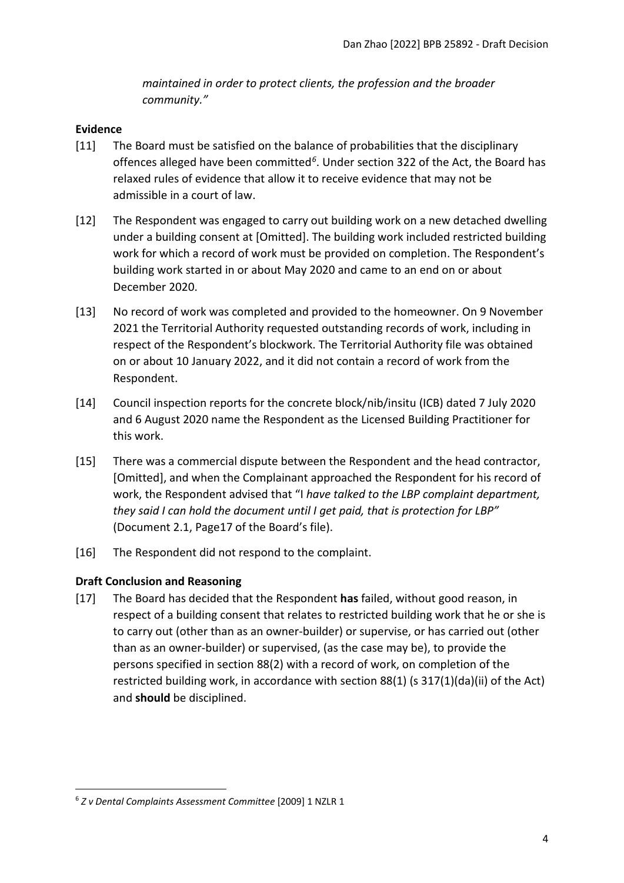*maintained in order to protect clients, the profession and the broader community."*

**Evidence**

[11] The Board must be satisfied on the balance of probabilities that the disciplinary offences alleged have been committed[6]. Under section 322 of the Act, the Board has relaxed rules of evidence that allow it to receive evidence that may not be admissible in a court of law.

[12] The Respondent was engaged to carry out building work on a new detached dwelling under a building consent at [Omitted]. The building work included restricted building work for which a record of work must be provided on completion. The Respondent's building work started in or about May 2020 and came to an end on or about December 2020.

[13] No record of work was completed and provided to the homeowner. On 9 November 2021 the Territorial Authority requested outstanding records of work, including in respect of the Respondent's blockwork. The Territorial Authority file was obtained on or about 10 January 2022, and it did not contain a record of work from the Respondent.

[14] Council inspection reports for the concrete block/nib/insitu (ICB) dated 7 July 2020 and 6 August 2020 name the Respondent as the Licensed Building Practitioner for this work.

[15] There was a commercial dispute between the Respondent and the head contractor, [Omitted], and when the Complainant approached the Respondent for his record of work, the Respondent advised that "I *have talked to the LBP complaint department, they said I can hold the document until I get paid, that is protection for LBP"* (Document 2.1, Page17 of the Board's file).

[16] The Respondent did not respond to the complaint.

**Draft Conclusion and Reasoning**

[17] The Board has decided that the Respondent **has** failed, without good reason, in respect of a building consent that relates to restricted building work that he or she is to carry out (other than as an owner-builder) or supervise, or has carried out (other than as an owner-builder) or supervised, (as the case may be), to provide the persons specified in section 88(2) with a record of work, on completion of the restricted building work, in accordance with section 88(1) (s 317(1)(da)(ii) of the Act) and **should** be disciplined.

[6] *Z v Dental Complaints Assessment Committee* [2009] 1 NZLR 1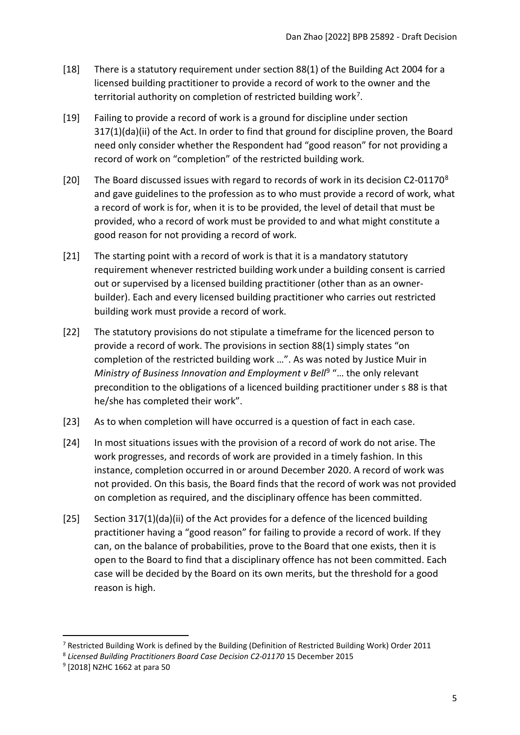[18] There is a statutory requirement under section 88(1) of the Building Act 2004 for a licensed building practitioner to provide a record of work to the owner and the territorial authority on completion of restricted building work[7].

[19] Failing to provide a record of work is a ground for discipline under section 317(1)(da)(ii) of the Act. In order to find that ground for discipline proven, the Board need only consider whether the Respondent had "good reason" for not providing a record of work on "completion" of the restricted building work.

[20] The Board discussed issues with regard to records of work in its decision C2-01170[8] and gave guidelines to the profession as to who must provide a record of work, what a record of work is for, when it is to be provided, the level of detail that must be provided, who a record of work must be provided to and what might constitute a good reason for not providing a record of work.

[21] The starting point with a record of work is that it is a mandatory statutory requirement whenever restricted building work under a building consent is carried out or supervised by a licensed building practitioner (other than as an owner-builder). Each and every licensed building practitioner who carries out restricted building work must provide a record of work.

[22] The statutory provisions do not stipulate a timeframe for the licenced person to provide a record of work. The provisions in section 88(1) simply states "on completion of the restricted building work …". As was noted by Justice Muir in *Ministry of Business Innovation and Employment v Bell*[9] "… the only relevant precondition to the obligations of a licenced building practitioner under s 88 is that he/she has completed their work".

[23] As to when completion will have occurred is a question of fact in each case.

[24] In most situations issues with the provision of a record of work do not arise. The work progresses, and records of work are provided in a timely fashion. In this instance, completion occurred in or around December 2020. A record of work was not provided. On this basis, the Board finds that the record of work was not provided on completion as required, and the disciplinary offence has been committed.

[25] Section 317(1)(da)(ii) of the Act provides for a defence of the licenced building practitioner having a "good reason" for failing to provide a record of work. If they can, on the balance of probabilities, prove to the Board that one exists, then it is open to the Board to find that a disciplinary offence has not been committed. Each case will be decided by the Board on its own merits, but the threshold for a good reason is high.

---

[7] Restricted Building Work is defined by the Building (Definition of Restricted Building Work) Order 2011

[8] *Licensed Building Practitioners Board Case Decision C2-01170* 15 December 2015

[9] [2018] NZHC 1662 at para 50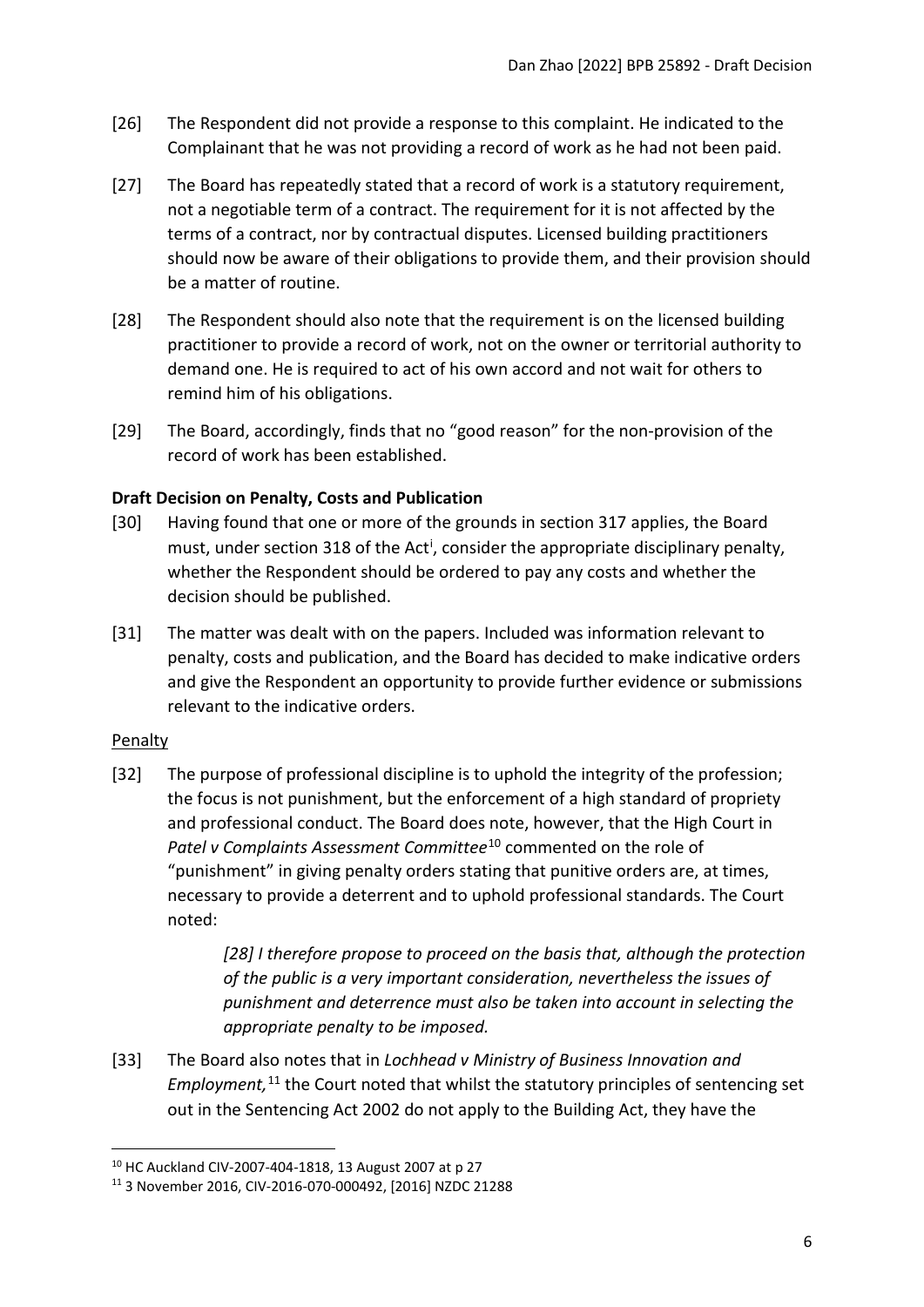[26] The Respondent did not provide a response to this complaint. He indicated to the Complainant that he was not providing a record of work as he had not been paid.

[27] The Board has repeatedly stated that a record of work is a statutory requirement, not a negotiable term of a contract. The requirement for it is not affected by the terms of a contract, nor by contractual disputes. Licensed building practitioners should now be aware of their obligations to provide them, and their provision should be a matter of routine.

[28] The Respondent should also note that the requirement is on the licensed building practitioner to provide a record of work, not on the owner or territorial authority to demand one. He is required to act of his own accord and not wait for others to remind him of his obligations.

[29] The Board, accordingly, finds that no "good reason" for the non-provision of the record of work has been established.

**Draft Decision on Penalty, Costs and Publication**

[30] Having found that one or more of the grounds in section 317 applies, the Board must, under section 318 of the Act[i], consider the appropriate disciplinary penalty, whether the Respondent should be ordered to pay any costs and whether the decision should be published.

[31] The matter was dealt with on the papers. Included was information relevant to penalty, costs and publication, and the Board has decided to make indicative orders and give the Respondent an opportunity to provide further evidence or submissions relevant to the indicative orders.

Penalty

[32] The purpose of professional discipline is to uphold the integrity of the profession; the focus is not punishment, but the enforcement of a high standard of propriety and professional conduct. The Board does note, however, that the High Court in *Patel v Complaints Assessment Committee*[10] commented on the role of "punishment" in giving penalty orders stating that punitive orders are, at times, necessary to provide a deterrent and to uphold professional standards. The Court noted:

> *[28] I therefore propose to proceed on the basis that, although the protection of the public is a very important consideration, nevertheless the issues of punishment and deterrence must also be taken into account in selecting the appropriate penalty to be imposed.*

[33] The Board also notes that in *Lochhead v Ministry of Business Innovation and Employment,*[11] the Court noted that whilst the statutory principles of sentencing set out in the Sentencing Act 2002 do not apply to the Building Act, they have the

---

[10] HC Auckland CIV-2007-404-1818, 13 August 2007 at p 27

[11] 3 November 2016, CIV-2016-070-000492, [2016] NZDC 21288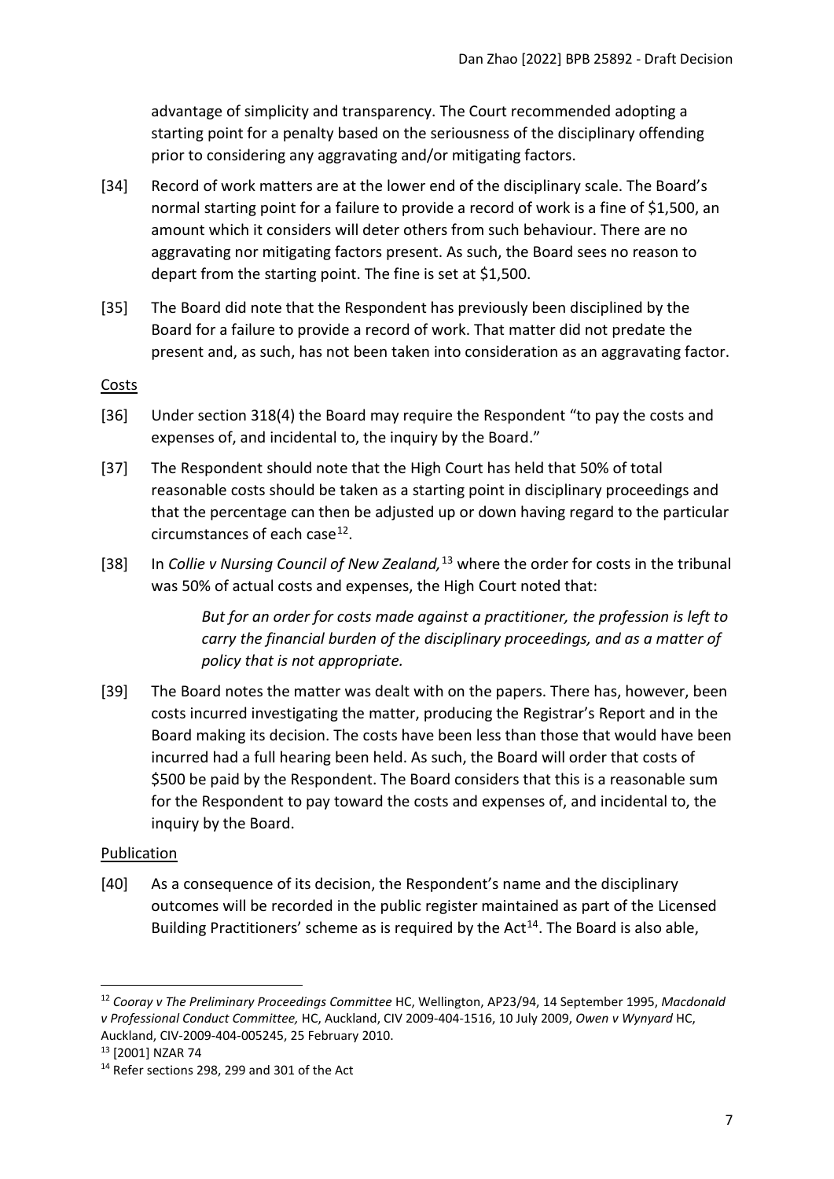advantage of simplicity and transparency. The Court recommended adopting a starting point for a penalty based on the seriousness of the disciplinary offending prior to considering any aggravating and/or mitigating factors.

[34] Record of work matters are at the lower end of the disciplinary scale. The Board's normal starting point for a failure to provide a record of work is a fine of $1,500, an amount which it considers will deter others from such behaviour. There are no aggravating nor mitigating factors present. As such, the Board sees no reason to depart from the starting point. The fine is set at $1,500.

[35] The Board did note that the Respondent has previously been disciplined by the Board for a failure to provide a record of work. That matter did not predate the present and, as such, has not been taken into consideration as an aggravating factor.

## Costs

[36] Under section 318(4) the Board may require the Respondent "to pay the costs and expenses of, and incidental to, the inquiry by the Board."

[37] The Respondent should note that the High Court has held that 50% of total reasonable costs should be taken as a starting point in disciplinary proceedings and that the percentage can then be adjusted up or down having regard to the particular circumstances of each case[12].

[38] In *Collie v Nursing Council of New Zealand,*[13] where the order for costs in the tribunal was 50% of actual costs and expenses, the High Court noted that:

> *But for an order for costs made against a practitioner, the profession is left to carry the financial burden of the disciplinary proceedings, and as a matter of policy that is not appropriate.*

[39] The Board notes the matter was dealt with on the papers. There has, however, been costs incurred investigating the matter, producing the Registrar's Report and in the Board making its decision. The costs have been less than those that would have been incurred had a full hearing been held. As such, the Board will order that costs of $500 be paid by the Respondent. The Board considers that this is a reasonable sum for the Respondent to pay toward the costs and expenses of, and incidental to, the inquiry by the Board.

## Publication

[40] As a consequence of its decision, the Respondent's name and the disciplinary outcomes will be recorded in the public register maintained as part of the Licensed Building Practitioners' scheme as is required by the Act[14]. The Board is also able,

---

[12] *Cooray v The Preliminary Proceedings Committee* HC, Wellington, AP23/94, 14 September 1995, *Macdonald v Professional Conduct Committee,* HC, Auckland, CIV 2009-404-1516, 10 July 2009, *Owen v Wynyard* HC, Auckland, CIV-2009-404-005245, 25 February 2010.

[13] [2001] NZAR 74

[14] Refer sections 298, 299 and 301 of the Act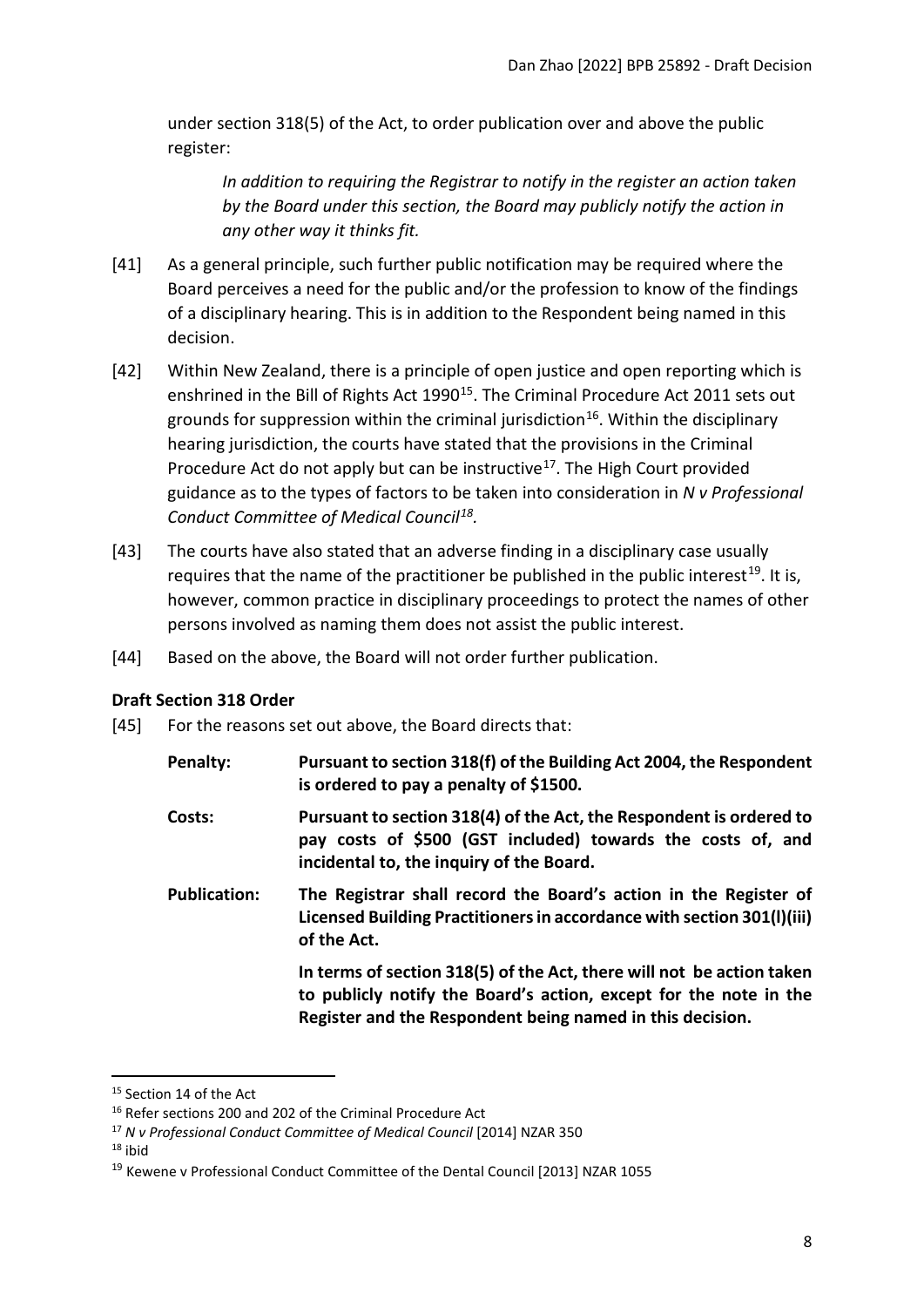under section 318(5) of the Act, to order publication over and above the public register:

> *In addition to requiring the Registrar to notify in the register an action taken by the Board under this section, the Board may publicly notify the action in any other way it thinks fit.*

[41] As a general principle, such further public notification may be required where the Board perceives a need for the public and/or the profession to know of the findings of a disciplinary hearing. This is in addition to the Respondent being named in this decision.

[42] Within New Zealand, there is a principle of open justice and open reporting which is enshrined in the Bill of Rights Act 1990[15]. The Criminal Procedure Act 2011 sets out grounds for suppression within the criminal jurisdiction[16]. Within the disciplinary hearing jurisdiction, the courts have stated that the provisions in the Criminal Procedure Act do not apply but can be instructive[17]. The High Court provided guidance as to the types of factors to be taken into consideration in *N v Professional Conduct Committee of Medical Council*[18].

[43] The courts have also stated that an adverse finding in a disciplinary case usually requires that the name of the practitioner be published in the public interest[19]. It is, however, common practice in disciplinary proceedings to protect the names of other persons involved as naming them does not assist the public interest.

[44] Based on the above, the Board will not order further publication.

### Draft Section 318 Order

[45] For the reasons set out above, the Board directs that:

**Penalty:** **Pursuant to section 318(f) of the Building Act 2004, the Respondent is ordered to pay a penalty of $1500.**

**Costs:** **Pursuant to section 318(4) of the Act, the Respondent is ordered to pay costs of $500 (GST included) towards the costs of, and incidental to, the inquiry of the Board.**

**Publication:** **The Registrar shall record the Board's action in the Register of Licensed Building Practitioners in accordance with section 301(l)(iii) of the Act.**

**In terms of section 318(5) of the Act, there will not be action taken to publicly notify the Board's action, except for the note in the Register and the Respondent being named in this decision.**

---

[15] Section 14 of the Act

[16] Refer sections 200 and 202 of the Criminal Procedure Act

[17] *N v Professional Conduct Committee of Medical Council* [2014] NZAR 350

[18] ibid

[19] Kewene v Professional Conduct Committee of the Dental Council [2013] NZAR 1055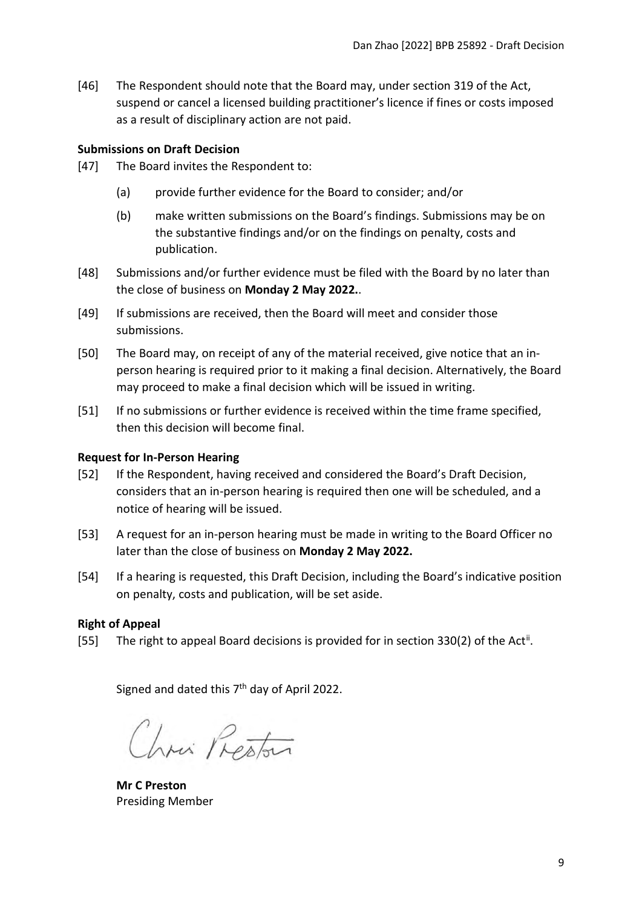[46] The Respondent should note that the Board may, under section 319 of the Act, suspend or cancel a licensed building practitioner's licence if fines or costs imposed as a result of disciplinary action are not paid.

**Submissions on Draft Decision**

[47] The Board invites the Respondent to:

(a) provide further evidence for the Board to consider; and/or

(b) make written submissions on the Board's findings. Submissions may be on the substantive findings and/or on the findings on penalty, costs and publication.

[48] Submissions and/or further evidence must be filed with the Board by no later than the close of business on **Monday 2 May 2022.**.

[49] If submissions are received, then the Board will meet and consider those submissions.

[50] The Board may, on receipt of any of the material received, give notice that an in-person hearing is required prior to it making a final decision. Alternatively, the Board may proceed to make a final decision which will be issued in writing.

[51] If no submissions or further evidence is received within the time frame specified, then this decision will become final.

**Request for In-Person Hearing**

[52] If the Respondent, having received and considered the Board's Draft Decision, considers that an in-person hearing is required then one will be scheduled, and a notice of hearing will be issued.

[53] A request for an in-person hearing must be made in writing to the Board Officer no later than the close of business on **Monday 2 May 2022.**

[54] If a hearing is requested, this Draft Decision, including the Board's indicative position on penalty, costs and publication, will be set aside.

**Right of Appeal**

[55] The right to appeal Board decisions is provided for in section 330(2) of the Act[ii].

Signed and dated this 7th day of April 2022.

**Mr C Preston**
Presiding Member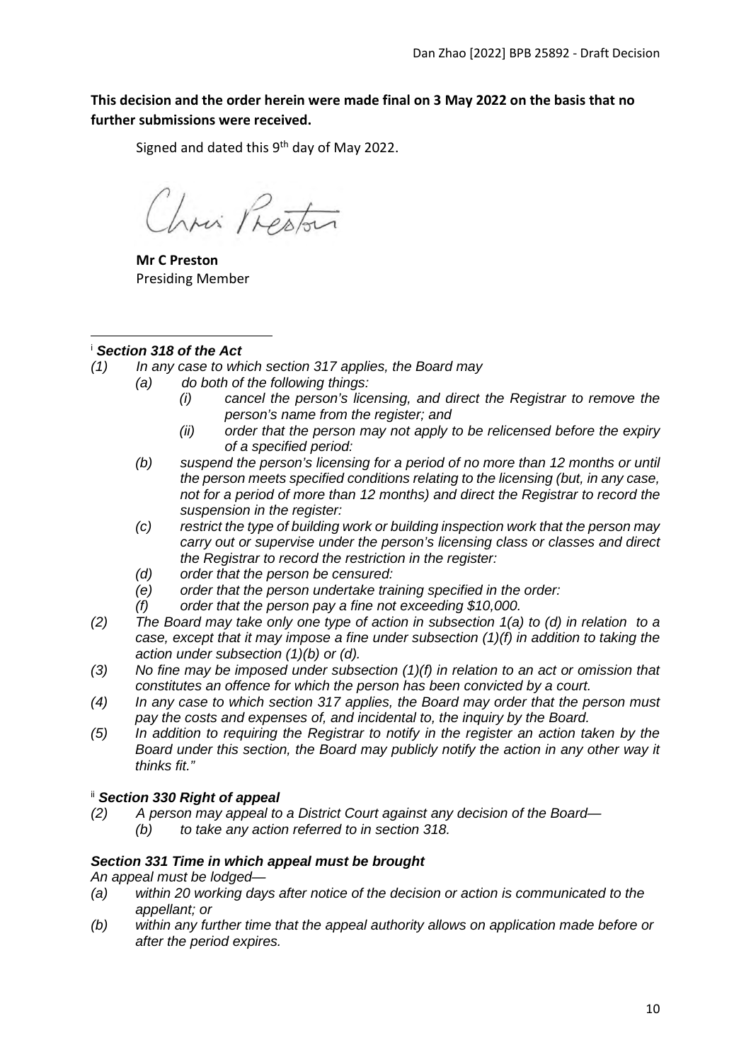**This decision and the order herein were made final on 3 May 2022 on the basis that no further submissions were received.**

Signed and dated this 9th day of May 2022.

Chris Preston

**Mr C Preston**
Presiding Member

---

[i] ***Section 318 of the Act***

*(1) In any case to which section 317 applies, the Board may*

*(a) do both of the following things:*

*(i) cancel the person's licensing, and direct the Registrar to remove the person's name from the register; and*

*(ii) order that the person may not apply to be relicensed before the expiry of a specified period:*

*(b) suspend the person's licensing for a period of no more than 12 months or until the person meets specified conditions relating to the licensing (but, in any case, not for a period of more than 12 months) and direct the Registrar to record the suspension in the register:*

*(c) restrict the type of building work or building inspection work that the person may carry out or supervise under the person's licensing class or classes and direct the Registrar to record the restriction in the register:*

*(d) order that the person be censured:*

*(e) order that the person undertake training specified in the order:*

*(f) order that the person pay a fine not exceeding $10,000.*

*(2) The Board may take only one type of action in subsection 1(a) to (d) in relation to a case, except that it may impose a fine under subsection (1)(f) in addition to taking the action under subsection (1)(b) or (d).*

*(3) No fine may be imposed under subsection (1)(f) in relation to an act or omission that constitutes an offence for which the person has been convicted by a court.*

*(4) In any case to which section 317 applies, the Board may order that the person must pay the costs and expenses of, and incidental to, the inquiry by the Board.*

*(5) In addition to requiring the Registrar to notify in the register an action taken by the Board under this section, the Board may publicly notify the action in any other way it thinks fit."*

[ii] ***Section 330 Right of appeal***

*(2) A person may appeal to a District Court against any decision of the Board—*

*(b) to take any action referred to in section 318.*

***Section 331 Time in which appeal must be brought***

*An appeal must be lodged—*

*(a) within 20 working days after notice of the decision or action is communicated to the appellant; or*

*(b) within any further time that the appeal authority allows on application made before or after the period expires.*